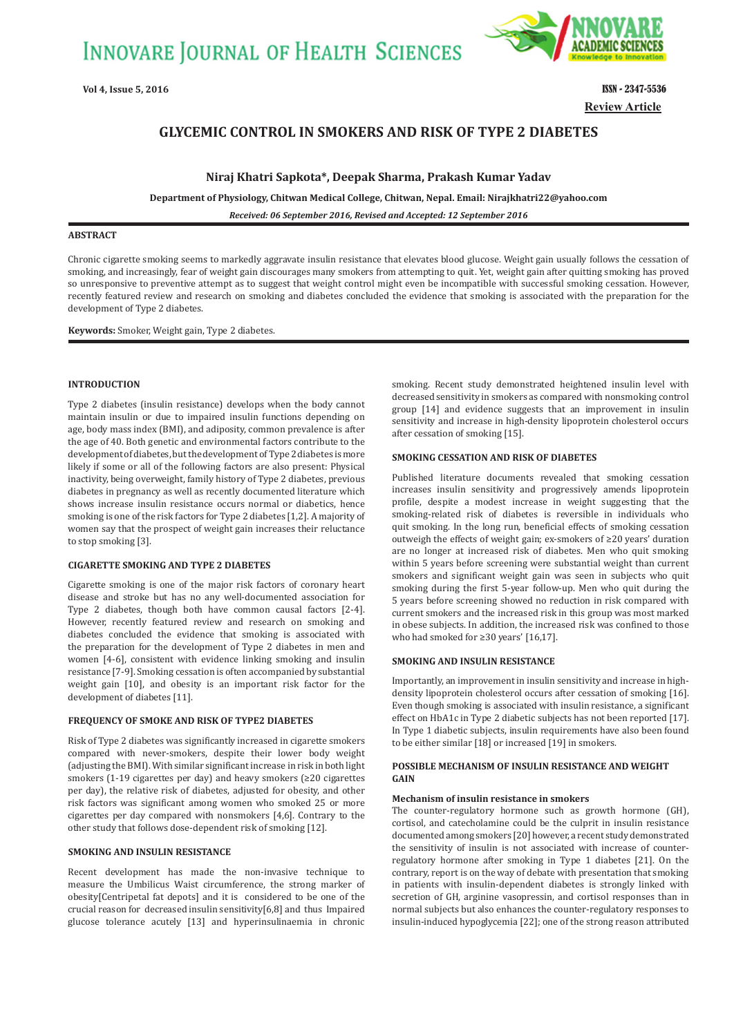Review Article

# GLYCEMIC CONTROL IN SMOKERS AND RISK OF TYPE 2 DIABETES

**Niraj Khatri Sapkota*, Deepak Sharma, Prakash Kumar Yadav**

**Department of Physiology, Chitwan Medical College, Chitwan, Nepal. Email: Nirajkhatri22@yahoo.com**

***Received: 06 September 2016, Revised and Accepted: 12 September 2016***

## ABSTRACT

Chronic cigarette smoking seems to markedly aggravate insulin resistance that elevates blood glucose. Weight gain usually follows the cessation of smoking, and increasingly, fear of weight gain discourages many smokers from attempting to quit. Yet, weight gain after quitting smoking has proved so unresponsive to preventive attempt as to suggest that weight control might even be incompatible with successful smoking cessation. However, recently featured review and research on smoking and diabetes concluded the evidence that smoking is associated with the preparation for the development of Type 2 diabetes.

**Keywords:** Smoker, Weight gain, Type 2 diabetes.

## INTRODUCTION

Type 2 diabetes (insulin resistance) develops when the body cannot maintain insulin or due to impaired insulin functions depending on age, body mass index (BMI), and adiposity, common prevalence is after the age of 40. Both genetic and environmental factors contribute to the development of diabetes, but the development of Type 2 diabetes is more likely if some or all of the following factors are also present: Physical inactivity, being overweight, family history of Type 2 diabetes, previous diabetes in pregnancy as well as recently documented literature which shows increase insulin resistance occurs normal or diabetics, hence smoking is one of the risk factors for Type 2 diabetes [1,2]. A majority of women say that the prospect of weight gain increases their reluctance to stop smoking [3].

## CIGARETTE SMOKING AND TYPE 2 DIABETES

Cigarette smoking is one of the major risk factors of coronary heart disease and stroke but has no any well-documented association for Type 2 diabetes, though both have common causal factors [2-4]. However, recently featured review and research on smoking and diabetes concluded the evidence that smoking is associated with the preparation for the development of Type 2 diabetes in men and women [4-6], consistent with evidence linking smoking and insulin resistance [7-9]. Smoking cessation is often accompanied by substantial weight gain [10], and obesity is an important risk factor for the development of diabetes [11].

## FREQUENCY OF SMOKE AND RISK OF TYPE2 DIABETES

Risk of Type 2 diabetes was significantly increased in cigarette smokers compared with never-smokers, despite their lower body weight (adjusting the BMI). With similar significant increase in risk in both light smokers (1-19 cigarettes per day) and heavy smokers (≥20 cigarettes per day), the relative risk of diabetes, adjusted for obesity, and other risk factors was significant among women who smoked 25 or more cigarettes per day compared with nonsmokers [4,6]. Contrary to the other study that follows dose-dependent risk of smoking [12].

## SMOKING AND INSULIN RESISTANCE

Recent development has made the non-invasive technique to measure the Umbilicus Waist circumference, the strong marker of obesity[Centripetal fat depots] and it is considered to be one of the crucial reason for decreased insulin sensitivity[6,8] and thus Impaired glucose tolerance acutely [13] and hyperinsulinaemia in chronic smoking. Recent study demonstrated heightened insulin level with decreased sensitivity in smokers as compared with nonsmoking control group [14] and evidence suggests that an improvement in insulin sensitivity and increase in high-density lipoprotein cholesterol occurs after cessation of smoking [15].

## SMOKING CESSATION AND RISK OF DIABETES

Published literature documents revealed that smoking cessation increases insulin sensitivity and progressively amends lipoprotein profile, despite a modest increase in weight suggesting that the smoking-related risk of diabetes is reversible in individuals who quit smoking. In the long run, beneficial effects of smoking cessation outweigh the effects of weight gain; ex-smokers of ≥20 years' duration are no longer at increased risk of diabetes. Men who quit smoking within 5 years before screening were substantial weight than current smokers and significant weight gain was seen in subjects who quit smoking during the first 5-year follow-up. Men who quit during the 5 years before screening showed no reduction in risk compared with current smokers and the increased risk in this group was most marked in obese subjects. In addition, the increased risk was confined to those who had smoked for ≥30 years' [16,17].

## SMOKING AND INSULIN RESISTANCE

Importantly, an improvement in insulin sensitivity and increase in high-density lipoprotein cholesterol occurs after cessation of smoking [16]. Even though smoking is associated with insulin resistance, a significant effect on HbA1c in Type 2 diabetic subjects has not been reported [17]. In Type 1 diabetic subjects, insulin requirements have also been found to be either similar [18] or increased [19] in smokers.

## POSSIBLE MECHANISM OF INSULIN RESISTANCE AND WEIGHT GAIN

### Mechanism of insulin resistance in smokers

The counter-regulatory hormone such as growth hormone (GH), cortisol, and catecholamine could be the culprit in insulin resistance documented among smokers [20] however, a recent study demonstrated the sensitivity of insulin is not associated with increase of counter-regulatory hormone after smoking in Type 1 diabetes [21]. On the contrary, report is on the way of debate with presentation that smoking in patients with insulin-dependent diabetes is strongly linked with secretion of GH, arginine vasopressin, and cortisol responses than in normal subjects but also enhances the counter-regulatory responses to insulin-induced hypoglycemia [22]; one of the strong reason attributed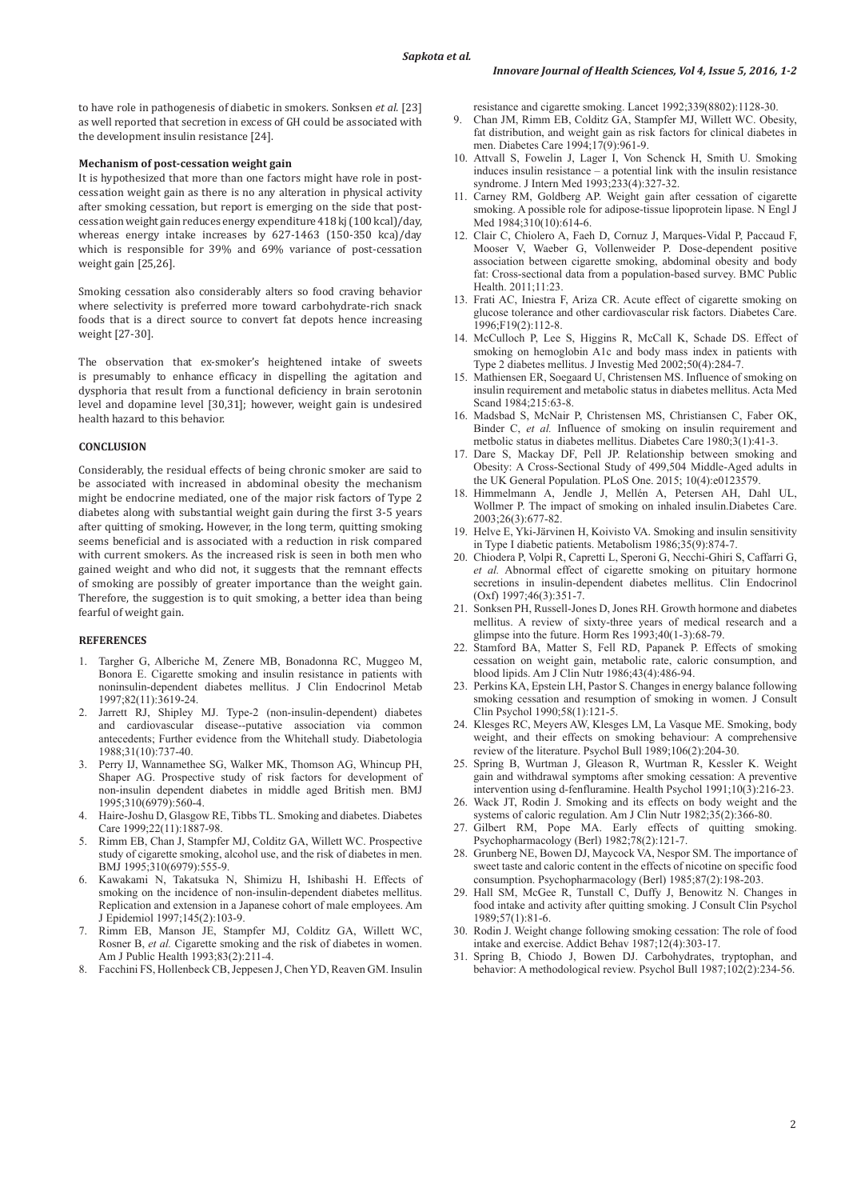to have role in pathogenesis of diabetic in smokers. Sonksen *et al.* [23] as well reported that secretion in excess of GH could be associated with the development insulin resistance [24].

### Mechanism of post-cessation weight gain

It is hypothesized that more than one factors might have role in post-cessation weight gain as there is no any alteration in physical activity after smoking cessation, but report is emerging on the side that post-cessation weight gain reduces energy expenditure 418 kj (100 kcal)/day, whereas energy intake increases by 627-1463 (150-350 kca)/day which is responsible for 39% and 69% variance of post-cessation weight gain [25,26].

Smoking cessation also considerably alters so food craving behavior where selectivity is preferred more toward carbohydrate-rich snack foods that is a direct source to convert fat depots hence increasing weight [27-30].

The observation that ex-smoker's heightened intake of sweets is presumably to enhance efficacy in dispelling the agitation and dysphoria that result from a functional deficiency in brain serotonin level and dopamine level [30,31]; however, weight gain is undesired health hazard to this behavior.

## CONCLUSION

Considerably, the residual effects of being chronic smoker are said to be associated with increased in abdominal obesity the mechanism might be endocrine mediated, one of the major risk factors of Type 2 diabetes along with substantial weight gain during the first 3-5 years after quitting of smoking**.** However, in the long term, quitting smoking seems beneficial and is associated with a reduction in risk compared with current smokers. As the increased risk is seen in both men who gained weight and who did not, it suggests that the remnant effects of smoking are possibly of greater importance than the weight gain. Therefore, the suggestion is to quit smoking, a better idea than being fearful of weight gain.

## REFERENCES

1. Targher G, Alberiche M, Zenere MB, Bonadonna RC, Muggeo M, Bonora E. Cigarette smoking and insulin resistance in patients with noninsulin-dependent diabetes mellitus. J Clin Endocrinol Metab 1997;82(11):3619-24.
2. Jarrett RJ, Shipley MJ. Type-2 (non-insulin-dependent) diabetes and cardiovascular disease--putative association via common antecedents; Further evidence from the Whitehall study. Diabetologia 1988;31(10):737-40.
3. Perry IJ, Wannamethee SG, Walker MK, Thomson AG, Whincup PH, Shaper AG. Prospective study of risk factors for development of non-insulin dependent diabetes in middle aged British men. BMJ 1995;310(6979):560-4.
4. Haire-Joshu D, Glasgow RE, Tibbs TL. Smoking and diabetes. Diabetes Care 1999;22(11):1887-98.
5. Rimm EB, Chan J, Stampfer MJ, Colditz GA, Willett WC. Prospective study of cigarette smoking, alcohol use, and the risk of diabetes in men. BMJ 1995;310(6979):555-9.
6. Kawakami N, Takatsuka N, Shimizu H, Ishibashi H. Effects of smoking on the incidence of non-insulin-dependent diabetes mellitus. Replication and extension in a Japanese cohort of male employees. Am J Epidemiol 1997;145(2):103-9.
7. Rimm EB, Manson JE, Stampfer MJ, Colditz GA, Willett WC, Rosner B, *et al.* Cigarette smoking and the risk of diabetes in women. Am J Public Health 1993;83(2):211-4.
8. Facchini FS, Hollenbeck CB, Jeppesen J, Chen YD, Reaven GM. Insulin resistance and cigarette smoking. Lancet 1992;339(8802):1128-30.
9. Chan JM, Rimm EB, Colditz GA, Stampfer MJ, Willett WC. Obesity, fat distribution, and weight gain as risk factors for clinical diabetes in men. Diabetes Care 1994;17(9):961-9.
10. Attvall S, Fowelin J, Lager I, Von Schenck H, Smith U. Smoking induces insulin resistance – a potential link with the insulin resistance syndrome. J Intern Med 1993;233(4):327-32.
11. Carney RM, Goldberg AP. Weight gain after cessation of cigarette smoking. A possible role for adipose-tissue lipoprotein lipase. N Engl J Med 1984;310(10):614-6.
12. Clair C, Chiolero A, Faeh D, Cornuz J, Marques-Vidal P, Paccaud F, Mooser V, Waeber G, Vollenweider P. Dose-dependent positive association between cigarette smoking, abdominal obesity and body fat: Cross-sectional data from a population-based survey. BMC Public Health. 2011;11:23.
13. Frati AC, Iniestra F, Ariza CR. Acute effect of cigarette smoking on glucose tolerance and other cardiovascular risk factors. Diabetes Care. 1996;F19(2):112-8.
14. McCulloch P, Lee S, Higgins R, McCall K, Schade DS. Effect of smoking on hemoglobin A1c and body mass index in patients with Type 2 diabetes mellitus. J Investig Med 2002;50(4):284-7.
15. Mathiensen ER, Soegaard U, Christensen MS. Influence of smoking on insulin requirement and metabolic status in diabetes mellitus. Acta Med Scand 1984;215:63-8.
16. Madsbad S, McNair P, Christensen MS, Christiansen C, Faber OK, Binder C, *et al.* Influence of smoking on insulin requirement and metbolic status in diabetes mellitus. Diabetes Care 1980;3(1):41-3.
17. Dare S, Mackay DF, Pell JP. Relationship between smoking and Obesity: A Cross-Sectional Study of 499,504 Middle-Aged adults in the UK General Population. PLoS One. 2015; 10(4):e0123579.
18. Himmelmann A, Jendle J, Mellén A, Petersen AH, Dahl UL, Wollmer P. The impact of smoking on inhaled insulin.Diabetes Care. 2003;26(3):677-82.
19. Helve E, Yki-Järvinen H, Koivisto VA. Smoking and insulin sensitivity in Type I diabetic patients. Metabolism 1986;35(9):874-7.
20. Chiodera P, Volpi R, Capretti L, Speroni G, Necchi-Ghiri S, Caffarri G, *et al.* Abnormal effect of cigarette smoking on pituitary hormone secretions in insulin-dependent diabetes mellitus. Clin Endocrinol (Oxf) 1997;46(3):351-7.
21. Sonksen PH, Russell-Jones D, Jones RH. Growth hormone and diabetes mellitus. A review of sixty-three years of medical research and a glimpse into the future. Horm Res 1993;40(1-3):68-79.
22. Stamford BA, Matter S, Fell RD, Papanek P. Effects of smoking cessation on weight gain, metabolic rate, caloric consumption, and blood lipids. Am J Clin Nutr 1986;43(4):486-94.
23. Perkins KA, Epstein LH, Pastor S. Changes in energy balance following smoking cessation and resumption of smoking in women. J Consult Clin Psychol 1990;58(1):121-5.
24. Klesges RC, Meyers AW, Klesges LM, La Vasque ME. Smoking, body weight, and their effects on smoking behaviour: A comprehensive review of the literature. Psychol Bull 1989;106(2):204-30.
25. Spring B, Wurtman J, Gleason R, Wurtman R, Kessler K. Weight gain and withdrawal symptoms after smoking cessation: A preventive intervention using d-fenfluramine. Health Psychol 1991;10(3):216-23.
26. Wack JT, Rodin J. Smoking and its effects on body weight and the systems of caloric regulation. Am J Clin Nutr 1982;35(2):366-80.
27. Gilbert RM, Pope MA. Early effects of quitting smoking. Psychopharmacology (Berl) 1982;78(2):121-7.
28. Grunberg NE, Bowen DJ, Maycock VA, Nespor SM. The importance of sweet taste and caloric content in the effects of nicotine on specific food consumption. Psychopharmacology (Berl) 1985;87(2):198-203.
29. Hall SM, McGee R, Tunstall C, Duffy J, Benowitz N. Changes in food intake and activity after quitting smoking. J Consult Clin Psychol 1989;57(1):81-6.
30. Rodin J. Weight change following smoking cessation: The role of food intake and exercise. Addict Behav 1987;12(4):303-17.
31. Spring B, Chiodo J, Bowen DJ. Carbohydrates, tryptophan, and behavior: A methodological review. Psychol Bull 1987;102(2):234-56.